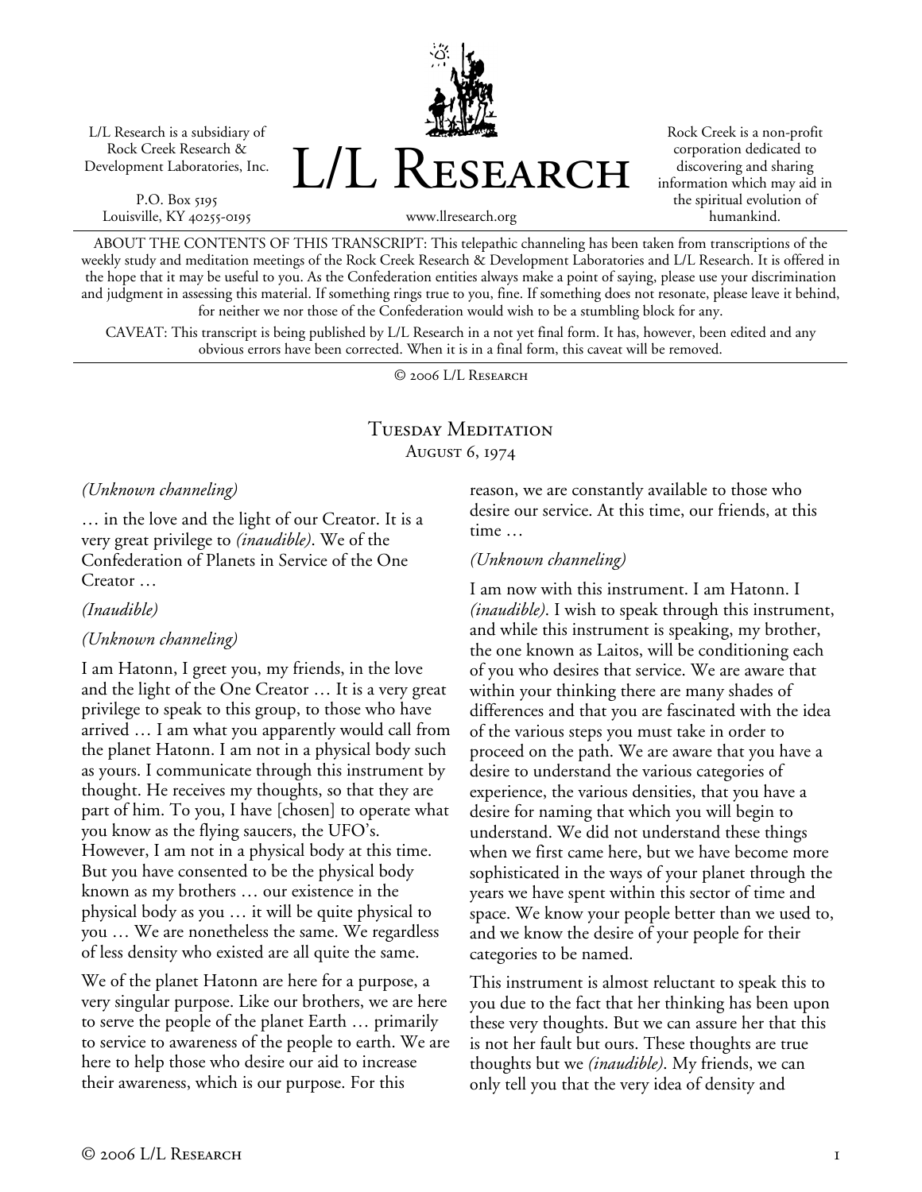L/L Research is a subsidiary of Rock Creek Research & Development Laboratories, Inc.

P.O. Box 5195
Louisville, KY 40255-0195

# L/L Research

www.llresearch.org

Rock Creek is a non-profit corporation dedicated to discovering and sharing information which may aid in the spiritual evolution of humankind.

ABOUT THE CONTENTS OF THIS TRANSCRIPT: This telepathic channeling has been taken from transcriptions of the weekly study and meditation meetings of the Rock Creek Research & Development Laboratories and L/L Research. It is offered in the hope that it may be useful to you. As the Confederation entities always make a point of saying, please use your discrimination and judgment in assessing this material. If something rings true to you, fine. If something does not resonate, please leave it behind, for neither we nor those of the Confederation would wish to be a stumbling block for any.

CAVEAT: This transcript is being published by L/L Research in a not yet final form. It has, however, been edited and any obvious errors have been corrected. When it is in a final form, this caveat will be removed.

© 2006 L/L Research

## Tuesday Meditation
### August 6, 1974

*(Unknown channeling)*

… in the love and the light of our Creator. It is a very great privilege to *(inaudible)*. We of the Confederation of Planets in Service of the One Creator …

*(Inaudible)*

*(Unknown channeling)*

I am Hatonn, I greet you, my friends, in the love and the light of the One Creator … It is a very great privilege to speak to this group, to those who have arrived … I am what you apparently would call from the planet Hatonn. I am not in a physical body such as yours. I communicate through this instrument by thought. He receives my thoughts, so that they are part of him. To you, I have [chosen] to operate what you know as the flying saucers, the UFO's. However, I am not in a physical body at this time. But you have consented to be the physical body known as my brothers … our existence in the physical body as you … it will be quite physical to you … We are nonetheless the same. We regardless of less density who existed are all quite the same.

We of the planet Hatonn are here for a purpose, a very singular purpose. Like our brothers, we are here to serve the people of the planet Earth … primarily to service to awareness of the people to earth. We are here to help those who desire our aid to increase their awareness, which is our purpose. For this reason, we are constantly available to those who desire our service. At this time, our friends, at this time …

*(Unknown channeling)*

I am now with this instrument. I am Hatonn. I *(inaudible)*. I wish to speak through this instrument, and while this instrument is speaking, my brother, the one known as Laitos, will be conditioning each of you who desires that service. We are aware that within your thinking there are many shades of differences and that you are fascinated with the idea of the various steps you must take in order to proceed on the path. We are aware that you have a desire to understand the various categories of experience, the various densities, that you have a desire for naming that which you will begin to understand. We did not understand these things when we first came here, but we have become more sophisticated in the ways of your planet through the years we have spent within this sector of time and space. We know your people better than we used to, and we know the desire of your people for their categories to be named.

This instrument is almost reluctant to speak this to you due to the fact that her thinking has been upon these very thoughts. But we can assure her that this is not her fault but ours. These thoughts are true thoughts but we *(inaudible)*. My friends, we can only tell you that the very idea of density and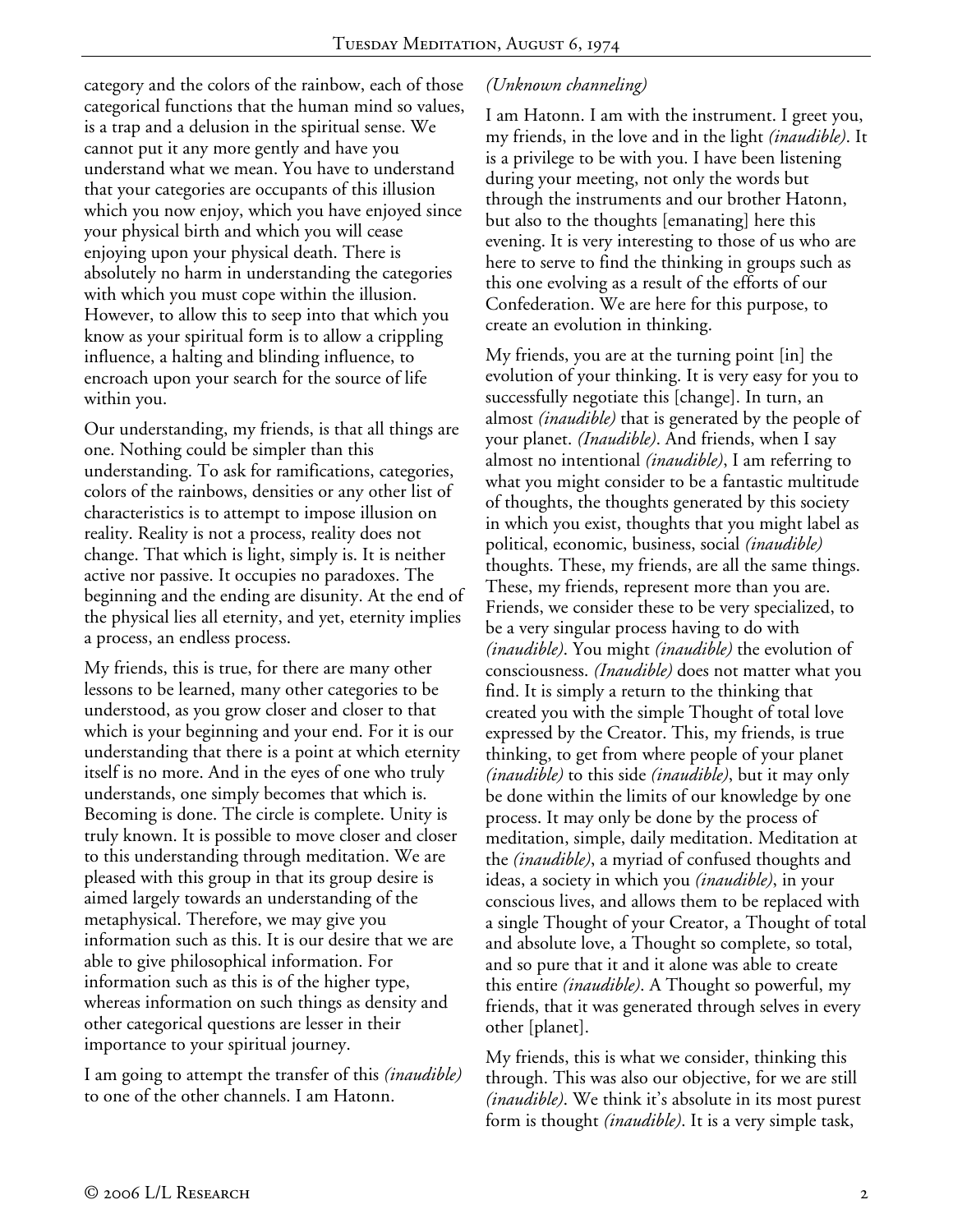category and the colors of the rainbow, each of those categorical functions that the human mind so values, is a trap and a delusion in the spiritual sense. We cannot put it any more gently and have you understand what we mean. You have to understand that your categories are occupants of this illusion which you now enjoy, which you have enjoyed since your physical birth and which you will cease enjoying upon your physical death. There is absolutely no harm in understanding the categories with which you must cope within the illusion. However, to allow this to seep into that which you know as your spiritual form is to allow a crippling influence, a halting and blinding influence, to encroach upon your search for the source of life within you.

Our understanding, my friends, is that all things are one. Nothing could be simpler than this understanding. To ask for ramifications, categories, colors of the rainbows, densities or any other list of characteristics is to attempt to impose illusion on reality. Reality is not a process, reality does not change. That which is light, simply is. It is neither active nor passive. It occupies no paradoxes. The beginning and the ending are disunity. At the end of the physical lies all eternity, and yet, eternity implies a process, an endless process.

My friends, this is true, for there are many other lessons to be learned, many other categories to be understood, as you grow closer and closer to that which is your beginning and your end. For it is our understanding that there is a point at which eternity itself is no more. And in the eyes of one who truly understands, one simply becomes that which is. Becoming is done. The circle is complete. Unity is truly known. It is possible to move closer and closer to this understanding through meditation. We are pleased with this group in that its group desire is aimed largely towards an understanding of the metaphysical. Therefore, we may give you information such as this. It is our desire that we are able to give philosophical information. For information such as this is of the higher type, whereas information on such things as density and other categorical questions are lesser in their importance to your spiritual journey.

I am going to attempt the transfer of this *(inaudible)* to one of the other channels. I am Hatonn.

*(Unknown channeling)*

I am Hatonn. I am with the instrument. I greet you, my friends, in the love and in the light *(inaudible)*. It is a privilege to be with you. I have been listening during your meeting, not only the words but through the instruments and our brother Hatonn, but also to the thoughts [emanating] here this evening. It is very interesting to those of us who are here to serve to find the thinking in groups such as this one evolving as a result of the efforts of our Confederation. We are here for this purpose, to create an evolution in thinking.

My friends, you are at the turning point [in] the evolution of your thinking. It is very easy for you to successfully negotiate this [change]. In turn, an almost *(inaudible)* that is generated by the people of your planet. *(Inaudible)*. And friends, when I say almost no intentional *(inaudible)*, I am referring to what you might consider to be a fantastic multitude of thoughts, the thoughts generated by this society in which you exist, thoughts that you might label as political, economic, business, social *(inaudible)* thoughts. These, my friends, are all the same things. These, my friends, represent more than you are. Friends, we consider these to be very specialized, to be a very singular process having to do with *(inaudible)*. You might *(inaudible)* the evolution of consciousness. *(Inaudible)* does not matter what you find. It is simply a return to the thinking that created you with the simple Thought of total love expressed by the Creator. This, my friends, is true thinking, to get from where people of your planet *(inaudible)* to this side *(inaudible)*, but it may only be done within the limits of our knowledge by one process. It may only be done by the process of meditation, simple, daily meditation. Meditation at the *(inaudible)*, a myriad of confused thoughts and ideas, a society in which you *(inaudible)*, in your conscious lives, and allows them to be replaced with a single Thought of your Creator, a Thought of total and absolute love, a Thought so complete, so total, and so pure that it and it alone was able to create this entire *(inaudible)*. A Thought so powerful, my friends, that it was generated through selves in every other [planet].

My friends, this is what we consider, thinking this through. This was also our objective, for we are still *(inaudible)*. We think it's absolute in its most purest form is thought *(inaudible)*. It is a very simple task,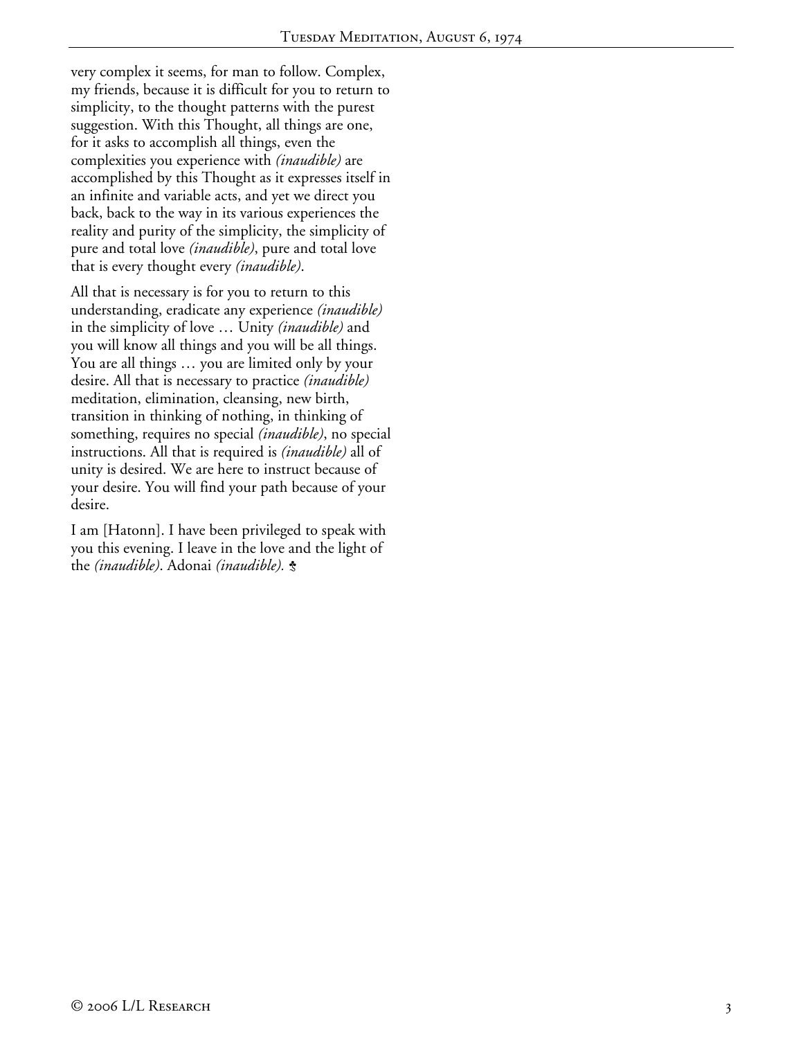very complex it seems, for man to follow. Complex, my friends, because it is difficult for you to return to simplicity, to the thought patterns with the purest suggestion. With this Thought, all things are one, for it asks to accomplish all things, even the complexities you experience with *(inaudible)* are accomplished by this Thought as it expresses itself in an infinite and variable acts, and yet we direct you back, back to the way in its various experiences the reality and purity of the simplicity, the simplicity of pure and total love *(inaudible)*, pure and total love that is every thought every *(inaudible)*.

All that is necessary is for you to return to this understanding, eradicate any experience *(inaudible)* in the simplicity of love … Unity *(inaudible)* and you will know all things and you will be all things. You are all things … you are limited only by your desire. All that is necessary to practice *(inaudible)* meditation, elimination, cleansing, new birth, transition in thinking of nothing, in thinking of something, requires no special *(inaudible)*, no special instructions. All that is required is *(inaudible)* all of unity is desired. We are here to instruct because of your desire. You will find your path because of your desire.

I am [Hatonn]. I have been privileged to speak with you this evening. I leave in the love and the light of the *(inaudible)*. Adonai *(inaudible)*.